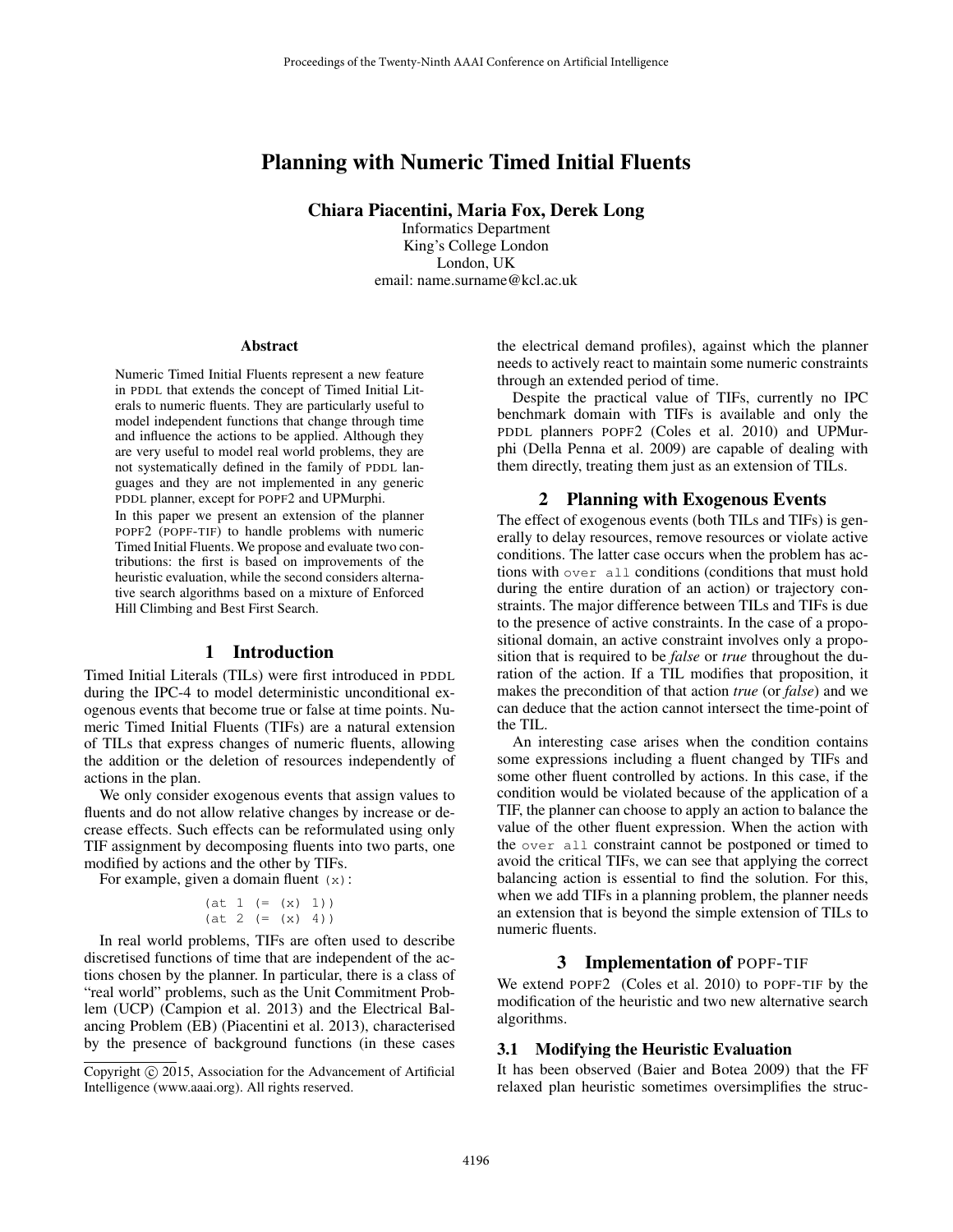# Planning with Numeric Timed Initial Fluents

**Chiara Piacentini, Maria Fox, Derek Long**
Informatics Department
King's College London
London, UK
email: name.surname@kcl.ac.uk

### Abstract

Numeric Timed Initial Fluents represent a new feature in PDDL that extends the concept of Timed Initial Literals to numeric fluents. They are particularly useful to model independent functions that change through time and influence the actions to be applied. Although they are very useful to model real world problems, they are not systematically defined in the family of PDDL languages and they are not implemented in any generic PDDL planner, except for POPF2 and UPMurphi.

In this paper we present an extension of the planner POPF2 (POPF-TIF) to handle problems with numeric Timed Initial Fluents. We propose and evaluate two contributions: the first is based on improvements of the heuristic evaluation, while the second considers alternative search algorithms based on a mixture of Enforced Hill Climbing and Best First Search.

## 1 Introduction

Timed Initial Literals (TILs) were first introduced in PDDL during the IPC-4 to model deterministic unconditional exogenous events that become true or false at time points. Numeric Timed Initial Fluents (TIFs) are a natural extension of TILs that express changes of numeric fluents, allowing the addition or the deletion of resources independently of actions in the plan.

We only consider exogenous events that assign values to fluents and do not allow relative changes by increase or decrease effects. Such effects can be reformulated using only TIF assignment by decomposing fluents into two parts, one modified by actions and the other by TIFs.

For example, given a domain fluent `(x)`:

```
(at 1 (= (x) 1))
(at 2 (= (x) 4))
```

In real world problems, TIFs are often used to describe discretised functions of time that are independent of the actions chosen by the planner. In particular, there is a class of "real world" problems, such as the Unit Commitment Problem (UCP) (Campion et al. 2013) and the Electrical Balancing Problem (EB) (Piacentini et al. 2013), characterised by the presence of background functions (in these cases the electrical demand profiles), against which the planner needs to actively react to maintain some numeric constraints through an extended period of time.

Despite the practical value of TIFs, currently no IPC benchmark domain with TIFs is available and only the PDDL planners POPF2 (Coles et al. 2010) and UPMurphi (Della Penna et al. 2009) are capable of dealing with them directly, treating them just as an extension of TILs.

## 2 Planning with Exogenous Events

The effect of exogenous events (both TILs and TIFs) is generally to delay resources, remove resources or violate active conditions. The latter case occurs when the problem has actions with `over all` conditions (conditions that must hold during the entire duration of an action) or trajectory constraints. The major difference between TILs and TIFs is due to the presence of active constraints. In the case of a propositional domain, an active constraint involves only a proposition that is required to be *false* or *true* throughout the duration of the action. If a TIL modifies that proposition, it makes the precondition of that action *true* (or *false*) and we can deduce that the action cannot intersect the time-point of the TIL.

An interesting case arises when the condition contains some expressions including a fluent changed by TIFs and some other fluent controlled by actions. In this case, if the condition would be violated because of the application of a TIF, the planner can choose to apply an action to balance the value of the other fluent expression. When the action with the `over all` constraint cannot be postponed or timed to avoid the critical TIFs, we can see that applying the correct balancing action is essential to find the solution. For this, when we add TIFs in a planning problem, the planner needs an extension that is beyond the simple extension of TILs to numeric fluents.

## 3 Implementation of POPF-TIF

We extend POPF2 (Coles et al. 2010) to POPF-TIF by the modification of the heuristic and two new alternative search algorithms.

### 3.1 Modifying the Heuristic Evaluation

It has been observed (Baier and Botea 2009) that the FF relaxed plan heuristic sometimes oversimplifies the struc-

Copyright © 2015, Association for the Advancement of Artificial Intelligence (www.aaai.org). All rights reserved.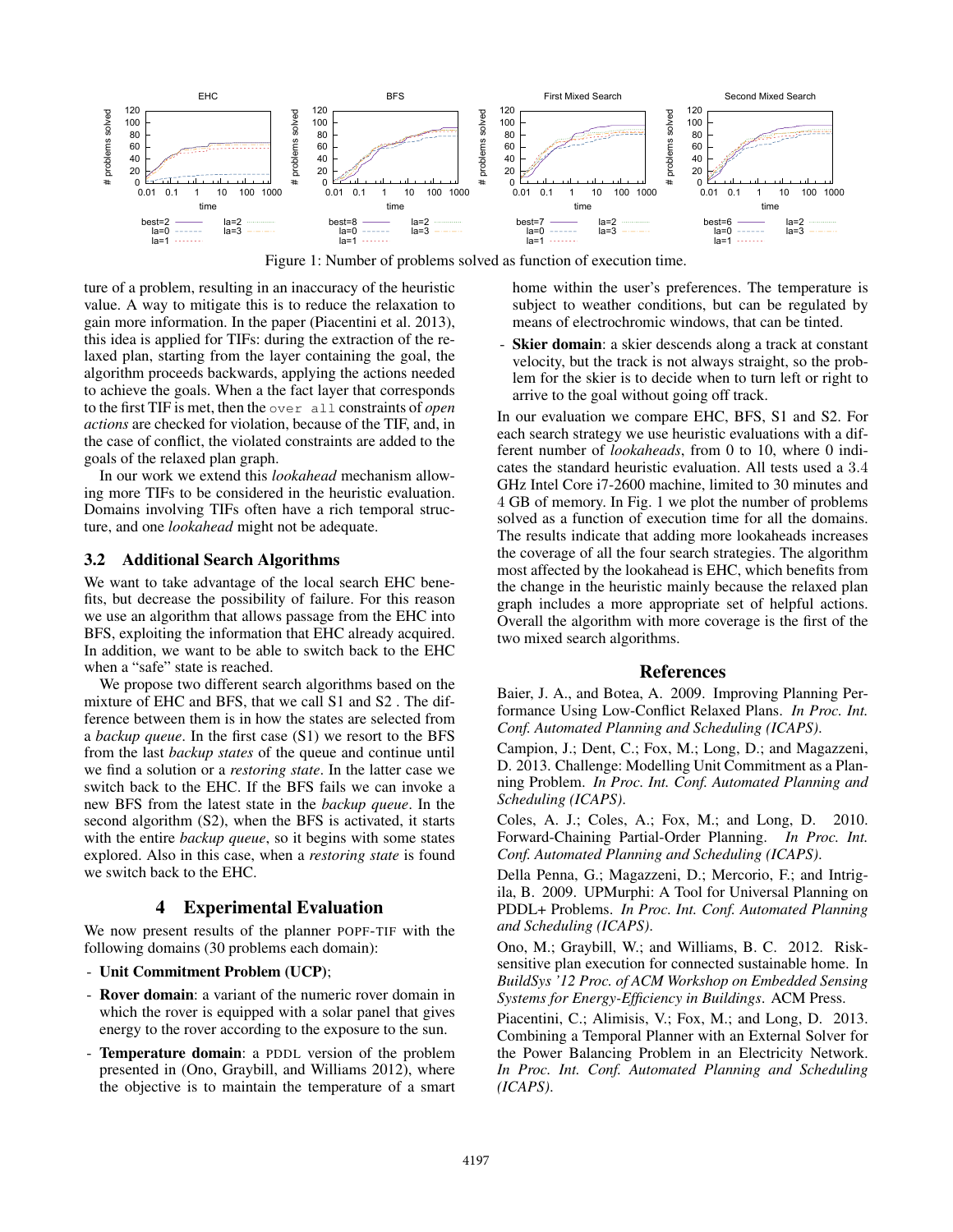EHC

120
100
80
60
40
20
0

# problems solved

0.01 0.1 1 10 100 1000

time

best=2 la=0 la=1 la=2 la=3

BFS

120
100
80
60
40
20
0

# problems solved

0.01 0.1 1 10 100 1000

time

best=8 la=0 la=1 la=2 la=3

First Mixed Search

120
100
80
60
40
20
0

# problems solved

0.01 0.1 1 10 100 1000

time

best=7 la=0 la=1 la=2 la=3

Second Mixed Search

120
100
80
60
40
20
0

# problems solved

0.01 0.1 1 10 100 1000

time

best=6 la=0 la=1 la=2 la=3

Figure 1: Number of problems solved as function of execution time.

ture of a problem, resulting in an inaccuracy of the heuristic value. A way to mitigate this is to reduce the relaxation to gain more information. In the paper (Piacentini et al. 2013), this idea is applied for TIFs: during the extraction of the relaxed plan, starting from the layer containing the goal, the algorithm proceeds backwards, applying the actions needed to achieve the goals. When a the fact layer that corresponds to the first TIF is met, then the `over all` constraints of *open actions* are checked for violation, because of the TIF, and, in the case of conflict, the violated constraints are added to the goals of the relaxed plan graph.

In our work we extend this *lookahead* mechanism allowing more TIFs to be considered in the heuristic evaluation. Domains involving TIFs often have a rich temporal structure, and one *lookahead* might not be adequate.

### 3.2 Additional Search Algorithms

We want to take advantage of the local search EHC benefits, but decrease the possibility of failure. For this reason we use an algorithm that allows passage from the EHC into BFS, exploiting the information that EHC already acquired. In addition, we want to be able to switch back to the EHC when a "safe" state is reached.

We propose two different search algorithms based on the mixture of EHC and BFS, that we call S1 and S2 . The difference between them is in how the states are selected from a *backup queue*. In the first case (S1) we resort to the BFS from the last *backup states* of the queue and continue until we find a solution or a *restoring state*. In the latter case we switch back to the EHC. If the BFS fails we can invoke a new BFS from the latest state in the *backup queue*. In the second algorithm (S2), when the BFS is activated, it starts with the entire *backup queue*, so it begins with some states explored. Also in this case, when a *restoring state* is found we switch back to the EHC.

## 4 Experimental Evaluation

We now present results of the planner POPF-TIF with the following domains (30 problems each domain):

- **Unit Commitment Problem (UCP)**;
- **Rover domain**: a variant of the numeric rover domain in which the rover is equipped with a solar panel that gives energy to the rover according to the exposure to the sun.
- **Temperature domain**: a PDDL version of the problem presented in (Ono, Graybill, and Williams 2012), where the objective is to maintain the temperature of a smart home within the user's preferences. The temperature is subject to weather conditions, but can be regulated by means of electrochromic windows, that can be tinted.
- **Skier domain**: a skier descends along a track at constant velocity, but the track is not always straight, so the problem for the skier is to decide when to turn left or right to arrive to the goal without going off track.

In our evaluation we compare EHC, BFS, S1 and S2. For each search strategy we use heuristic evaluations with a different number of *lookaheads*, from 0 to 10, where 0 indicates the standard heuristic evaluation. All tests used a 3.4 GHz Intel Core i7-2600 machine, limited to 30 minutes and 4 GB of memory. In Fig. 1 we plot the number of problems solved as a function of execution time for all the domains. The results indicate that adding more lookaheads increases the coverage of all the four search strategies. The algorithm most affected by the lookahead is EHC, which benefits from the change in the heuristic mainly because the relaxed plan graph includes a more appropriate set of helpful actions. Overall the algorithm with more coverage is the first of the two mixed search algorithms.

## References

Baier, J. A., and Botea, A. 2009. Improving Planning Performance Using Low-Conflict Relaxed Plans. *In Proc. Int. Conf. Automated Planning and Scheduling (ICAPS)*.

Campion, J.; Dent, C.; Fox, M.; Long, D.; and Magazzeni, D. 2013. Challenge: Modelling Unit Commitment as a Planning Problem. *In Proc. Int. Conf. Automated Planning and Scheduling (ICAPS)*.

Coles, A. J.; Coles, A.; Fox, M.; and Long, D. 2010. Forward-Chaining Partial-Order Planning. *In Proc. Int. Conf. Automated Planning and Scheduling (ICAPS)*.

Della Penna, G.; Magazzeni, D.; Mercorio, F.; and Intrigila, B. 2009. UPMurphi: A Tool for Universal Planning on PDDL+ Problems. *In Proc. Int. Conf. Automated Planning and Scheduling (ICAPS)*.

Ono, M.; Graybill, W.; and Williams, B. C. 2012. Risk-sensitive plan execution for connected sustainable home. In *BuildSys '12 Proc. of ACM Workshop on Embedded Sensing Systems for Energy-Efficiency in Buildings*. ACM Press.

Piacentini, C.; Alimisis, V.; Fox, M.; and Long, D. 2013. Combining a Temporal Planner with an External Solver for the Power Balancing Problem in an Electricity Network. *In Proc. Int. Conf. Automated Planning and Scheduling (ICAPS)*.